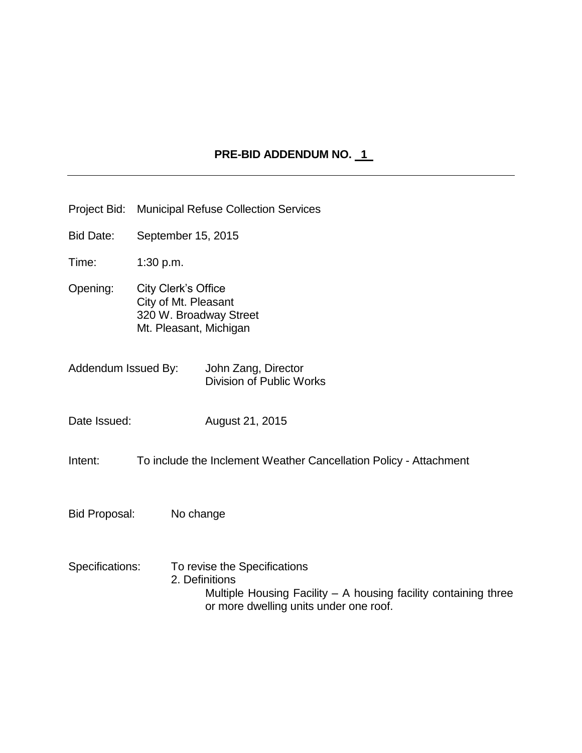# PRE-BID ADDENDUM NO. 1

---

Project Bid: Municipal Refuse Collection Services

Bid Date: September 15, 2015

Time: 1:30 p.m.

Opening: City Clerk's Office
City of Mt. Pleasant
320 W. Broadway Street
Mt. Pleasant, Michigan

Addendum Issued By: John Zang, Director
Division of Public Works

Date Issued: August 21, 2015

Intent: To include the Inclement Weather Cancellation Policy - Attachment

Bid Proposal: No change

Specifications: To revise the Specifications

2. Definitions

Multiple Housing Facility – A housing facility containing three or more dwelling units under one roof.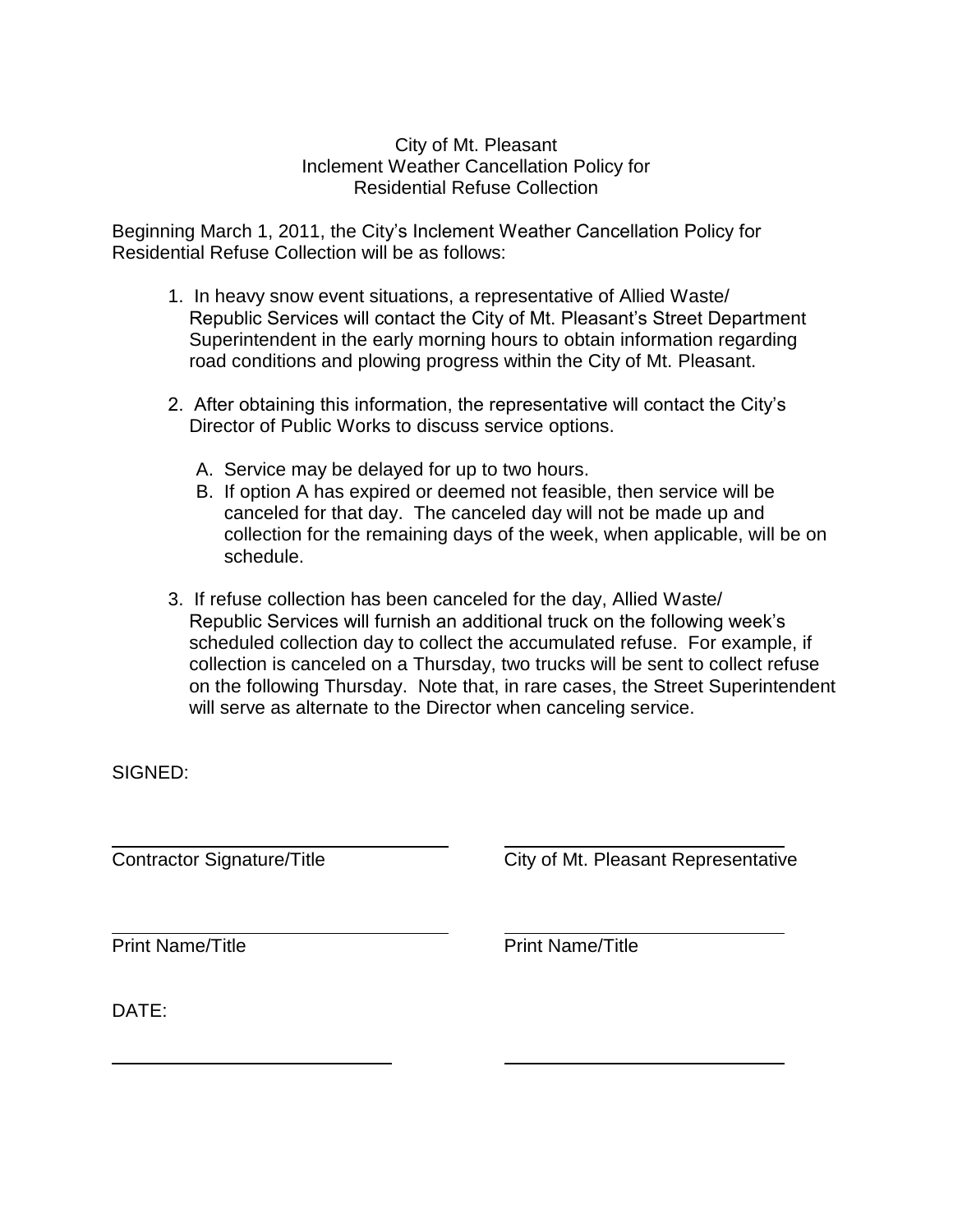City of Mt. Pleasant
Inclement Weather Cancellation Policy for
Residential Refuse Collection

Beginning March 1, 2011, the City's Inclement Weather Cancellation Policy for Residential Refuse Collection will be as follows:

1. In heavy snow event situations, a representative of Allied Waste/ Republic Services will contact the City of Mt. Pleasant's Street Department Superintendent in the early morning hours to obtain information regarding road conditions and plowing progress within the City of Mt. Pleasant.

2. After obtaining this information, the representative will contact the City's Director of Public Works to discuss service options.

   A. Service may be delayed for up to two hours.
   B. If option A has expired or deemed not feasible, then service will be canceled for that day. The canceled day will not be made up and collection for the remaining days of the week, when applicable, will be on schedule.

3. If refuse collection has been canceled for the day, Allied Waste/ Republic Services will furnish an additional truck on the following week's scheduled collection day to collect the accumulated refuse. For example, if collection is canceled on a Thursday, two trucks will be sent to collect refuse on the following Thursday. Note that, in rare cases, the Street Superintendent will serve as alternate to the Director when canceling service.

SIGNED:

| | |
|---|---|
| \_\_\_\_\_\_\_\_\_\_\_\_\_\_\_\_\_\_\_\_\_\_\_\_\_\_\_\_ | \_\_\_\_\_\_\_\_\_\_\_\_\_\_\_\_\_\_\_\_\_\_\_\_\_\_\_\_ |
| Contractor Signature/Title | City of Mt. Pleasant Representative |
| \_\_\_\_\_\_\_\_\_\_\_\_\_\_\_\_\_\_\_\_\_\_\_\_\_\_\_\_ | \_\_\_\_\_\_\_\_\_\_\_\_\_\_\_\_\_\_\_\_\_\_\_\_\_\_\_\_ |
| Print Name/Title | Print Name/Title |

DATE:

| | |
|---|---|
| \_\_\_\_\_\_\_\_\_\_\_\_\_\_\_\_\_\_\_\_\_\_\_\_\_\_\_\_ | \_\_\_\_\_\_\_\_\_\_\_\_\_\_\_\_\_\_\_\_\_\_\_\_\_\_\_\_ |